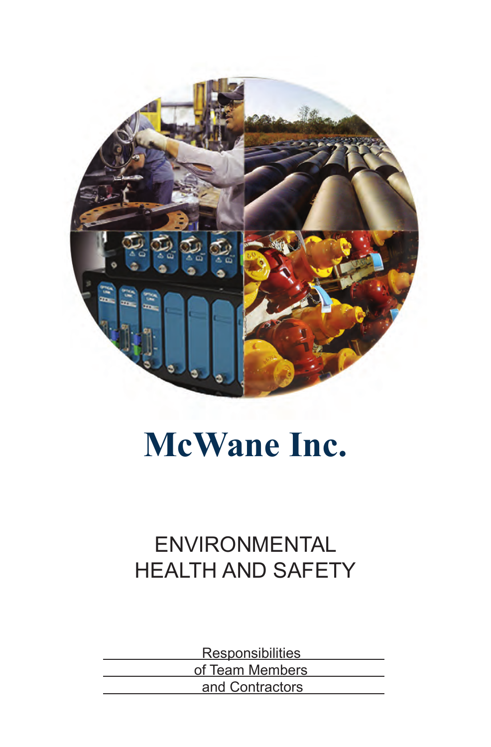# McWane Inc.

## ENVIRONMENTAL HEALTH AND SAFETY

Responsibilities of Team Members and Contractors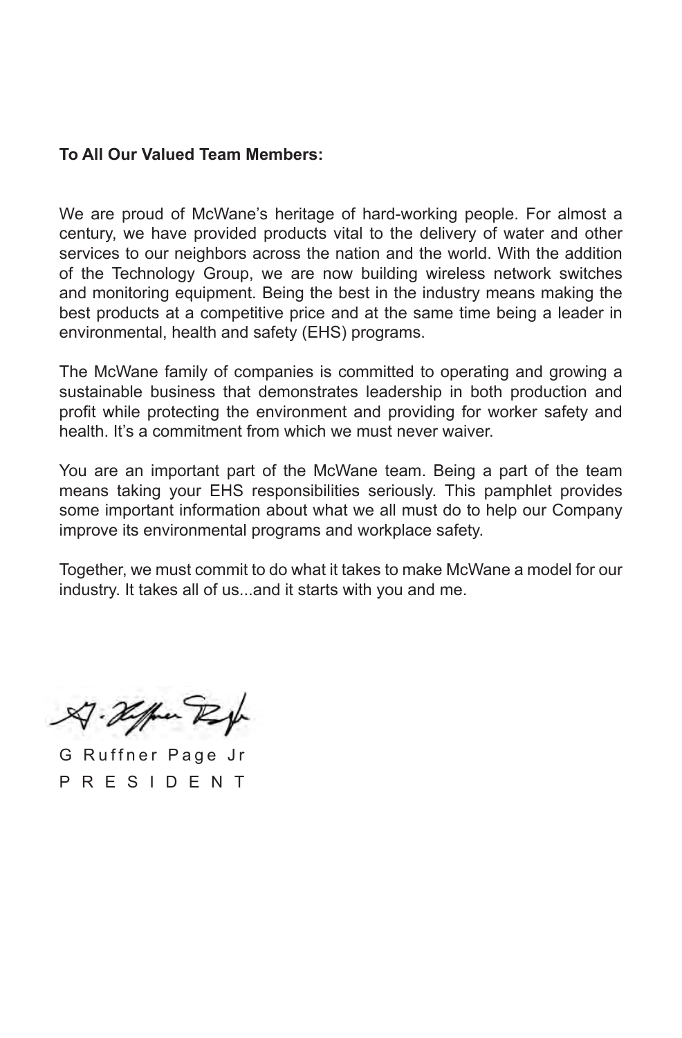**To All Our Valued Team Members:**

We are proud of McWane's heritage of hard-working people. For almost a century, we have provided products vital to the delivery of water and other services to our neighbors across the nation and the world. With the addition of the Technology Group, we are now building wireless network switches and monitoring equipment. Being the best in the industry means making the best products at a competitive price and at the same time being a leader in environmental, health and safety (EHS) programs.

The McWane family of companies is committed to operating and growing a sustainable business that demonstrates leadership in both production and profit while protecting the environment and providing for worker safety and health. It's a commitment from which we must never waiver.

You are an important part of the McWane team. Being a part of the team means taking your EHS responsibilities seriously. This pamphlet provides some important information about what we all must do to help our Company improve its environmental programs and workplace safety.

Together, we must commit to do what it takes to make McWane a model for our industry. It takes all of us...and it starts with you and me.

G Ruffner Page Jr
PRESIDENT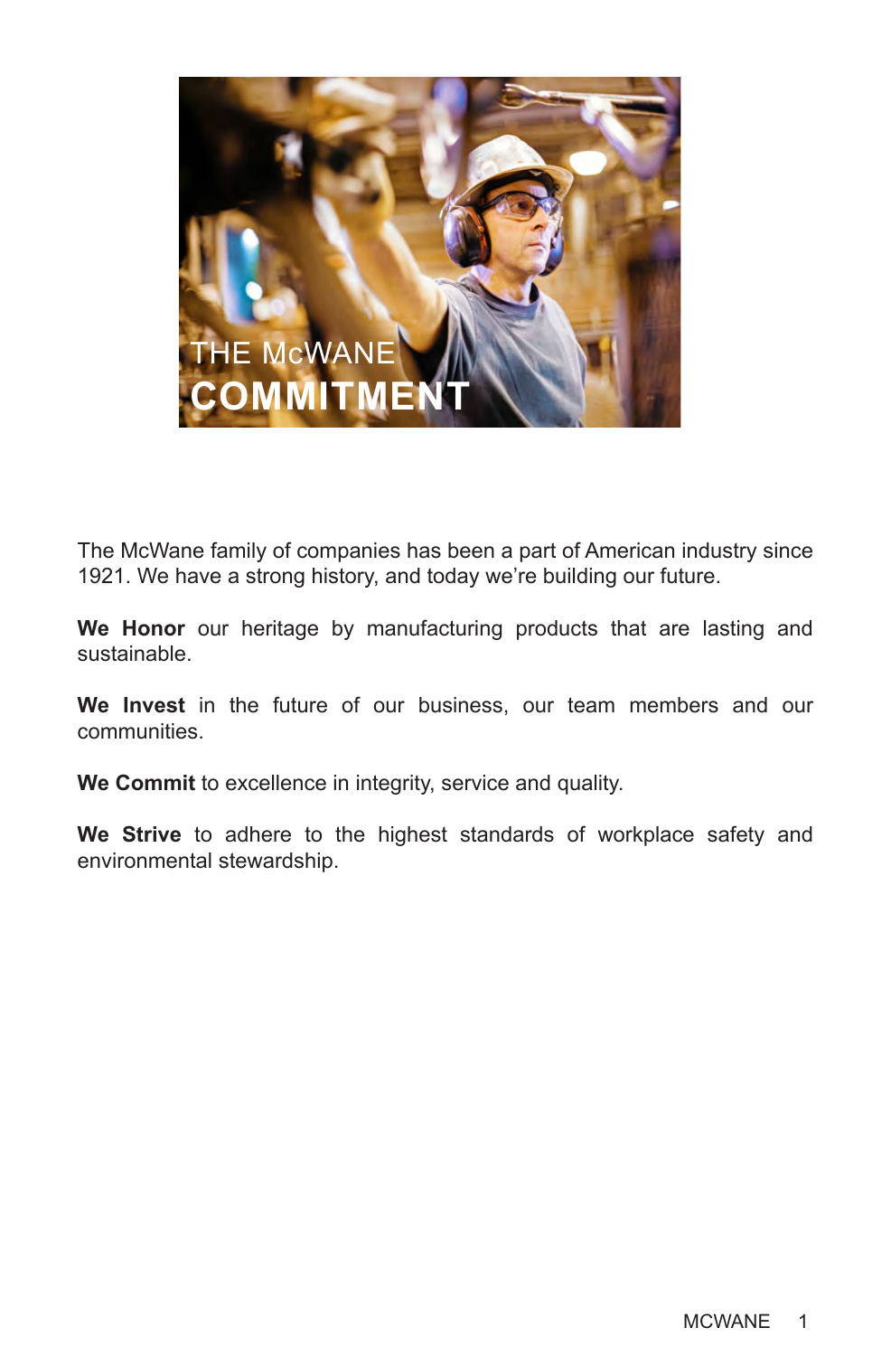# THE McWANE COMMITMENT

The McWane family of companies has been a part of American industry since 1921. We have a strong history, and today we're building our future.

**We Honor** our heritage by manufacturing products that are lasting and sustainable.

**We Invest** in the future of our business, our team members and our communities.

**We Commit** to excellence in integrity, service and quality.

**We Strive** to adhere to the highest standards of workplace safety and environmental stewardship.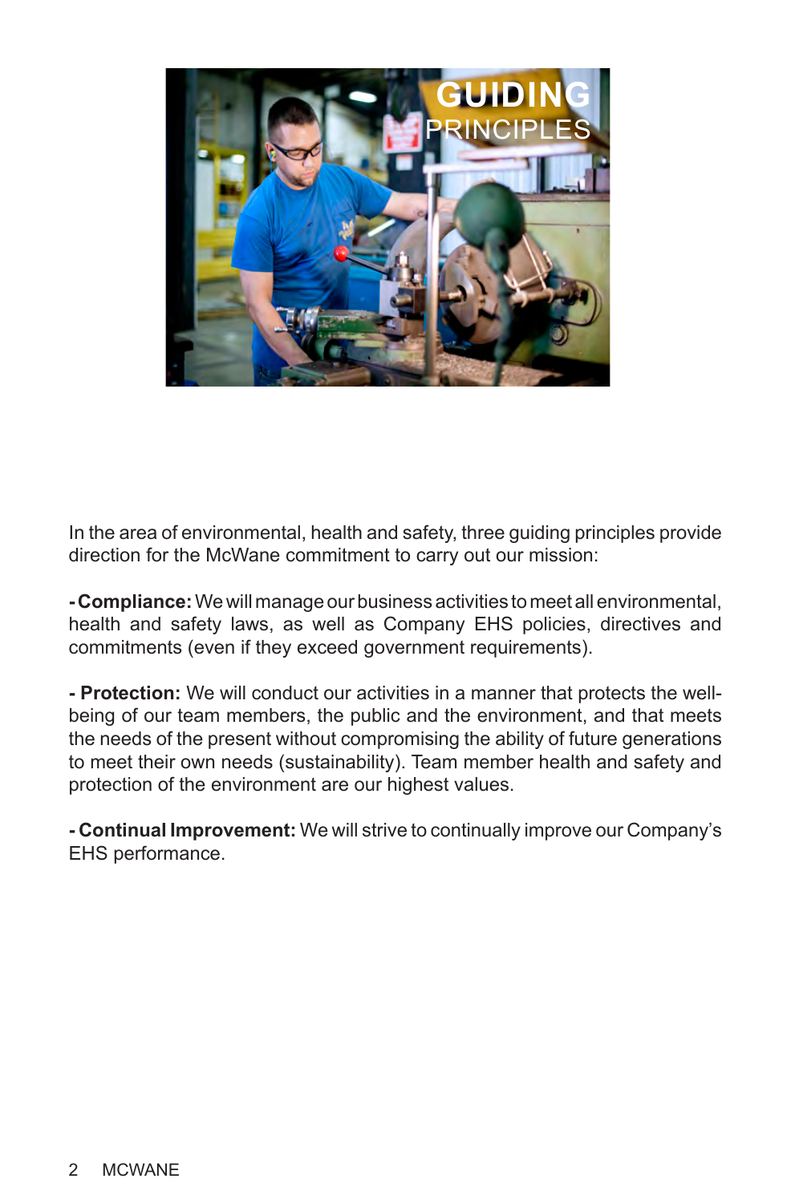# GUIDING PRINCIPLES

In the area of environmental, health and safety, three guiding principles provide direction for the McWane commitment to carry out our mission:

**- Compliance:** We will manage our business activities to meet all environmental, health and safety laws, as well as Company EHS policies, directives and commitments (even if they exceed government requirements).

**- Protection:** We will conduct our activities in a manner that protects the well-being of our team members, the public and the environment, and that meets the needs of the present without compromising the ability of future generations to meet their own needs (sustainability). Team member health and safety and protection of the environment are our highest values.

**- Continual Improvement:** We will strive to continually improve our Company's EHS performance.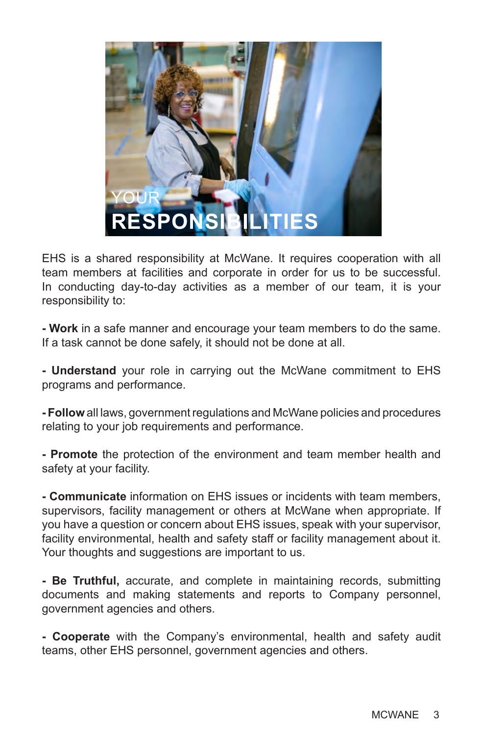# YOUR RESPONSIBILITIES

EHS is a shared responsibility at McWane. It requires cooperation with all team members at facilities and corporate in order for us to be successful. In conducting day-to-day activities as a member of our team, it is your responsibility to:

**- Work** in a safe manner and encourage your team members to do the same. If a task cannot be done safely, it should not be done at all.

**- Understand** your role in carrying out the McWane commitment to EHS programs and performance.

**- Follow** all laws, government regulations and McWane policies and procedures relating to your job requirements and performance.

**- Promote** the protection of the environment and team member health and safety at your facility.

**- Communicate** information on EHS issues or incidents with team members, supervisors, facility management or others at McWane when appropriate. If you have a question or concern about EHS issues, speak with your supervisor, facility environmental, health and safety staff or facility management about it. Your thoughts and suggestions are important to us.

**- Be Truthful,** accurate, and complete in maintaining records, submitting documents and making statements and reports to Company personnel, government agencies and others.

**- Cooperate** with the Company's environmental, health and safety audit teams, other EHS personnel, government agencies and others.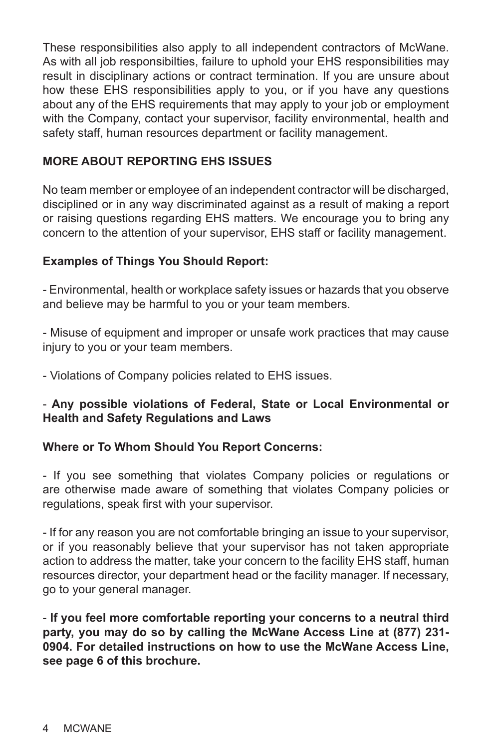These responsibilities also apply to all independent contractors of McWane. As with all job responsibilties, failure to uphold your EHS responsibilities may result in disciplinary actions or contract termination. If you are unsure about how these EHS responsibilities apply to you, or if you have any questions about any of the EHS requirements that may apply to your job or employment with the Company, contact your supervisor, facility environmental, health and safety staff, human resources department or facility management.

## MORE ABOUT REPORTING EHS ISSUES

No team member or employee of an independent contractor will be discharged, disciplined or in any way discriminated against as a result of making a report or raising questions regarding EHS matters. We encourage you to bring any concern to the attention of your supervisor, EHS staff or facility management.

### Examples of Things You Should Report:

- Environmental, health or workplace safety issues or hazards that you observe and believe may be harmful to you or your team members.

- Misuse of equipment and improper or unsafe work practices that may cause injury to you or your team members.

- Violations of Company policies related to EHS issues.

- **Any possible violations of Federal, State or Local Environmental or Health and Safety Regulations and Laws**

### Where or To Whom Should You Report Concerns:

- If you see something that violates Company policies or regulations or are otherwise made aware of something that violates Company policies or regulations, speak first with your supervisor.

- If for any reason you are not comfortable bringing an issue to your supervisor, or if you reasonably believe that your supervisor has not taken appropriate action to address the matter, take your concern to the facility EHS staff, human resources director, your department head or the facility manager. If necessary, go to your general manager.

- **If you feel more comfortable reporting your concerns to a neutral third party, you may do so by calling the McWane Access Line at (877) 231-0904. For detailed instructions on how to use the McWane Access Line, see page 6 of this brochure.**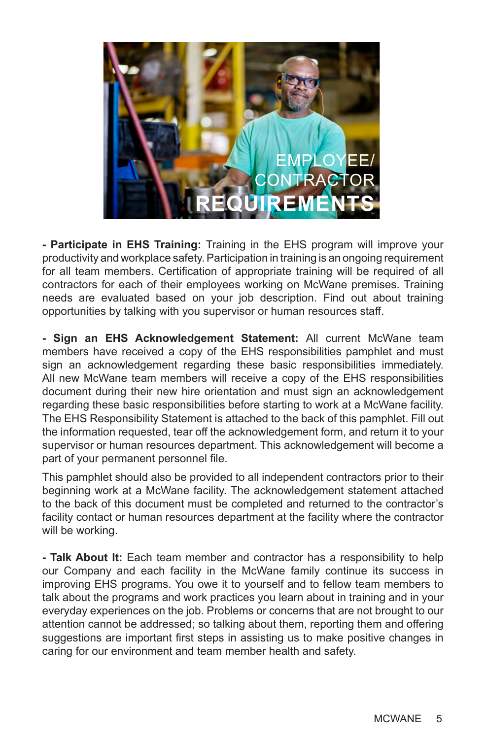# EMPLOYEE/ CONTRACTOR REQUIREMENTS

**- Participate in EHS Training:** Training in the EHS program will improve your productivity and workplace safety. Participation in training is an ongoing requirement for all team members. Certification of appropriate training will be required of all contractors for each of their employees working on McWane premises. Training needs are evaluated based on your job description. Find out about training opportunities by talking with you supervisor or human resources staff.

**- Sign an EHS Acknowledgement Statement:** All current McWane team members have received a copy of the EHS responsibilities pamphlet and must sign an acknowledgement regarding these basic responsibilities immediately. All new McWane team members will receive a copy of the EHS responsibilities document during their new hire orientation and must sign an acknowledgement regarding these basic responsibilities before starting to work at a McWane facility. The EHS Responsibility Statement is attached to the back of this pamphlet. Fill out the information requested, tear off the acknowledgement form, and return it to your supervisor or human resources department. This acknowledgement will become a part of your permanent personnel file.

This pamphlet should also be provided to all independent contractors prior to their beginning work at a McWane facility. The acknowledgement statement attached to the back of this document must be completed and returned to the contractor's facility contact or human resources department at the facility where the contractor will be working.

**- Talk About It:** Each team member and contractor has a responsibility to help our Company and each facility in the McWane family continue its success in improving EHS programs. You owe it to yourself and to fellow team members to talk about the programs and work practices you learn about in training and in your everyday experiences on the job. Problems or concerns that are not brought to our attention cannot be addressed; so talking about them, reporting them and offering suggestions are important first steps in assisting us to make positive changes in caring for our environment and team member health and safety.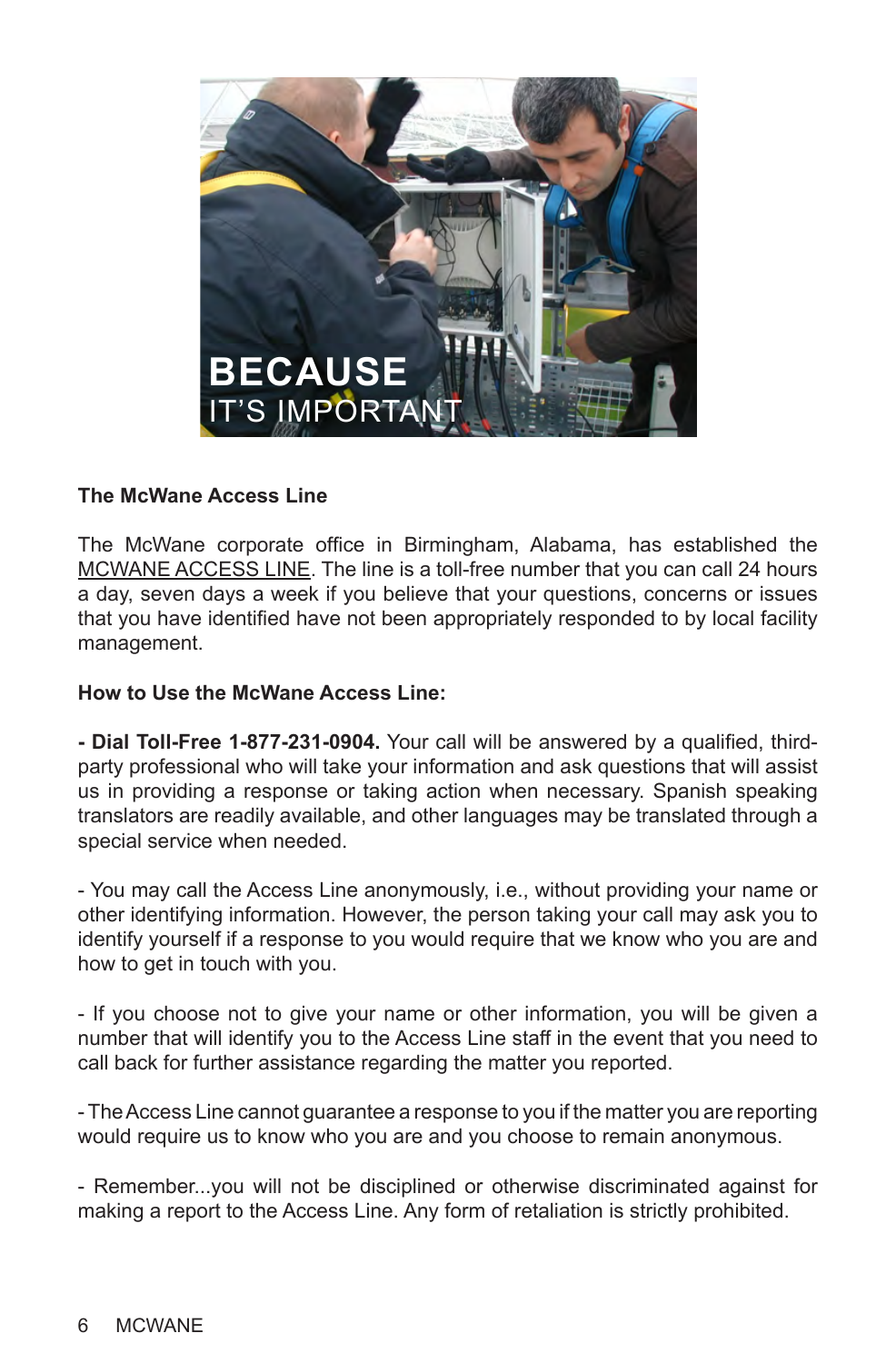**BECAUSE**
IT'S IMPORTANT

**The McWane Access Line**

The McWane corporate office in Birmingham, Alabama, has established the MCWANE ACCESS LINE. The line is a toll-free number that you can call 24 hours a day, seven days a week if you believe that your questions, concerns or issues that you have identified have not been appropriately responded to by local facility management.

**How to Use the McWane Access Line:**

**- Dial Toll-Free 1-877-231-0904.** Your call will be answered by a qualified, third-party professional who will take your information and ask questions that will assist us in providing a response or taking action when necessary. Spanish speaking translators are readily available, and other languages may be translated through a special service when needed.

- You may call the Access Line anonymously, i.e., without providing your name or other identifying information. However, the person taking your call may ask you to identify yourself if a response to you would require that we know who you are and how to get in touch with you.

- If you choose not to give your name or other information, you will be given a number that will identify you to the Access Line staff in the event that you need to call back for further assistance regarding the matter you reported.

- The Access Line cannot guarantee a response to you if the matter you are reporting would require us to know who you are and you choose to remain anonymous.

- Remember...you will not be disciplined or otherwise discriminated against for making a report to the Access Line. Any form of retaliation is strictly prohibited.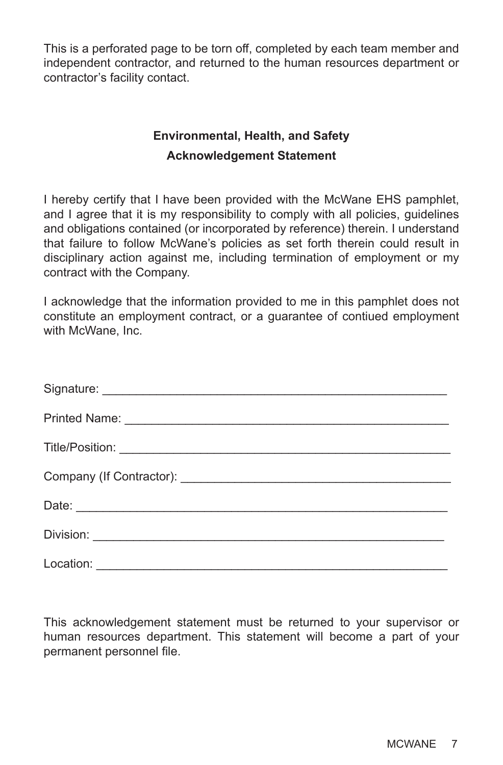This is a perforated page to be torn off, completed by each team member and independent contractor, and returned to the human resources department or contractor's facility contact.

**Environmental, Health, and Safety**

**Acknowledgement Statement**

I hereby certify that I have been provided with the McWane EHS pamphlet, and I agree that it is my responsibility to comply with all policies, guidelines and obligations contained (or incorporated by reference) therein. I understand that failure to follow McWane's policies as set forth therein could result in disciplinary action against me, including termination of employment or my contract with the Company.

I acknowledge that the information provided to me in this pamphlet does not constitute an employment contract, or a guarantee of contiued employment with McWane, Inc.

Signature: ____________________________________________________

Printed Name: _________________________________________________

Title/Position: _________________________________________________

Company (If Contractor): ________________________________________

Date: _________________________________________________________

Division: ______________________________________________________

Location: ______________________________________________________

This acknowledgement statement must be returned to your supervisor or human resources department. This statement will become a part of your permanent personnel file.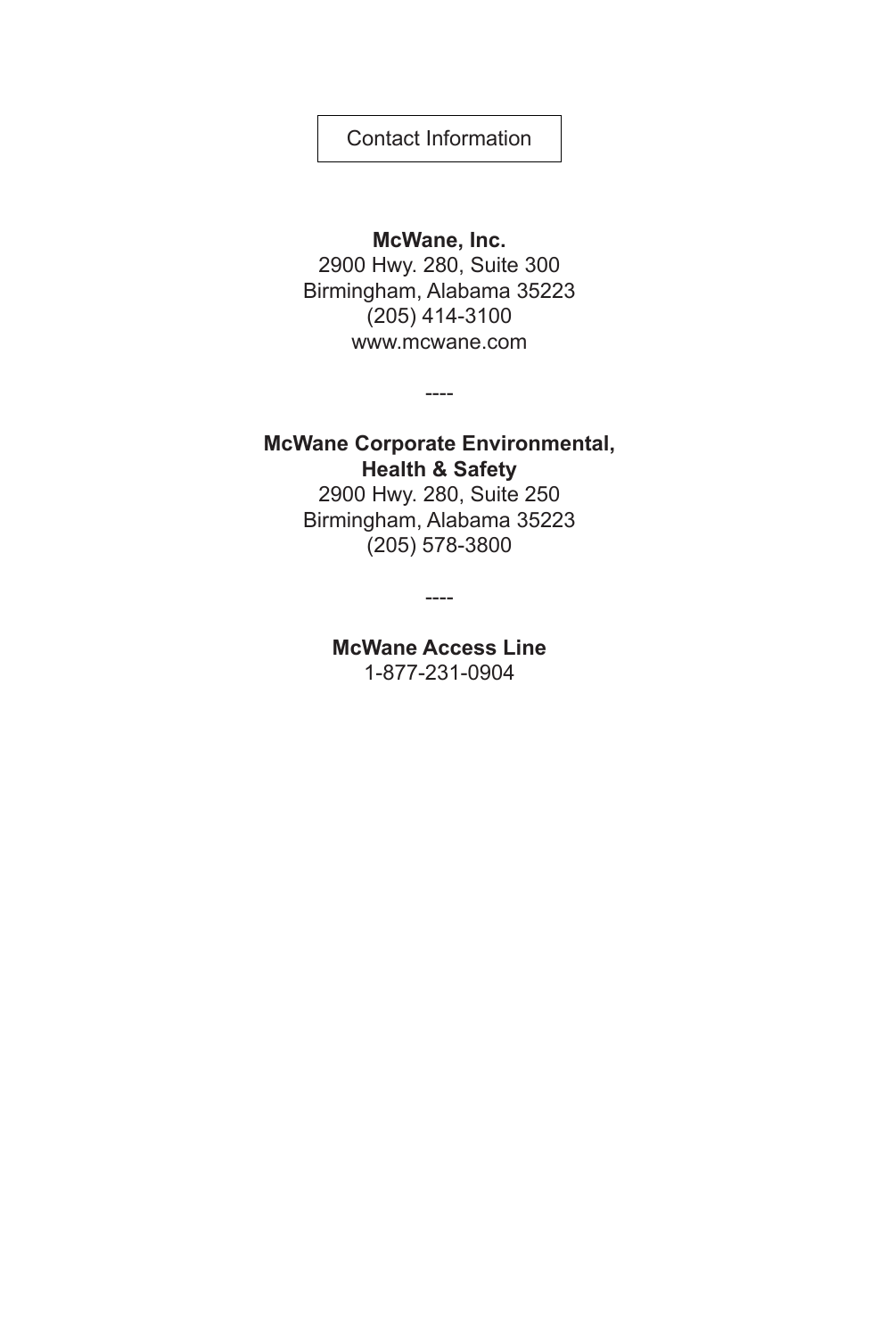## Contact Information

**McWane, Inc.**
2900 Hwy. 280, Suite 300
Birmingham, Alabama 35223
(205) 414-3100
www.mcwane.com

----

**McWane Corporate Environmental, Health & Safety**
2900 Hwy. 280, Suite 250
Birmingham, Alabama 35223
(205) 578-3800

----

**McWane Access Line**
1-877-231-0904